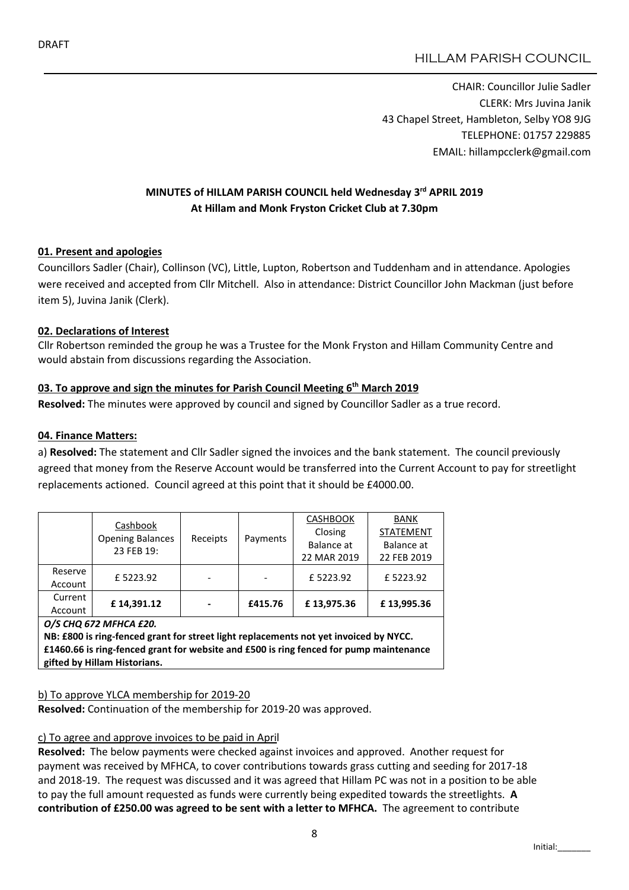DRAFT

HILLAM PARISH COUNCIL

CHAIR: Councillor Julie Sadler
CLERK: Mrs Juvina Janik
43 Chapel Street, Hambleton, Selby YO8 9JG
TELEPHONE: 01757 229885
EMAIL: hillampcclerk@gmail.com

**MINUTES of HILLAM PARISH COUNCIL held Wednesday 3rd APRIL 2019**
**At Hillam and Monk Fryston Cricket Club at 7.30pm**

## 01. Present and apologies

Councillors Sadler (Chair), Collinson (VC), Little, Lupton, Robertson and Tuddenham and in attendance. Apologies were received and accepted from Cllr Mitchell. Also in attendance: District Councillor John Mackman (just before item 5), Juvina Janik (Clerk).

## 02. Declarations of Interest

Cllr Robertson reminded the group he was a Trustee for the Monk Fryston and Hillam Community Centre and would abstain from discussions regarding the Association.

## 03. To approve and sign the minutes for Parish Council Meeting 6th March 2019

**Resolved:** The minutes were approved by council and signed by Councillor Sadler as a true record.

## 04. Finance Matters:

a) **Resolved:** The statement and Cllr Sadler signed the invoices and the bank statement. The council previously agreed that money from the Reserve Account would be transferred into the Current Account to pay for streetlight replacements actioned. Council agreed at this point that it should be £4000.00.

| | Cashbook Opening Balances 23 FEB 19: | Receipts | Payments | CASHBOOK Closing Balance at 22 MAR 2019 | BANK STATEMENT Balance at 22 FEB 2019 |
|---|---|---|---|---|---|
| Reserve Account | £ 5223.92 | - | - | £ 5223.92 | £ 5223.92 |
| Current Account | **£ 14,391.12** | **-** | **£415.76** | **£ 13,975.36** | **£ 13,995.36** |

***O/S CHQ 672 MFHCA £20.***
**NB: £800 is ring-fenced grant for street light replacements not yet invoiced by NYCC.**
**£1460.66 is ring-fenced grant for website and £500 is ring fenced for pump maintenance gifted by Hillam Historians.**

b) To approve YLCA membership for 2019-20

**Resolved:** Continuation of the membership for 2019-20 was approved.

c) To agree and approve invoices to be paid in April

**Resolved:** The below payments were checked against invoices and approved. Another request for payment was received by MFHCA, to cover contributions towards grass cutting and seeding for 2017-18 and 2018-19. The request was discussed and it was agreed that Hillam PC was not in a position to be able to pay the full amount requested as funds were currently being expedited towards the streetlights. **A contribution of £250.00 was agreed to be sent with a letter to MFHCA.** The agreement to contribute

Initial:_______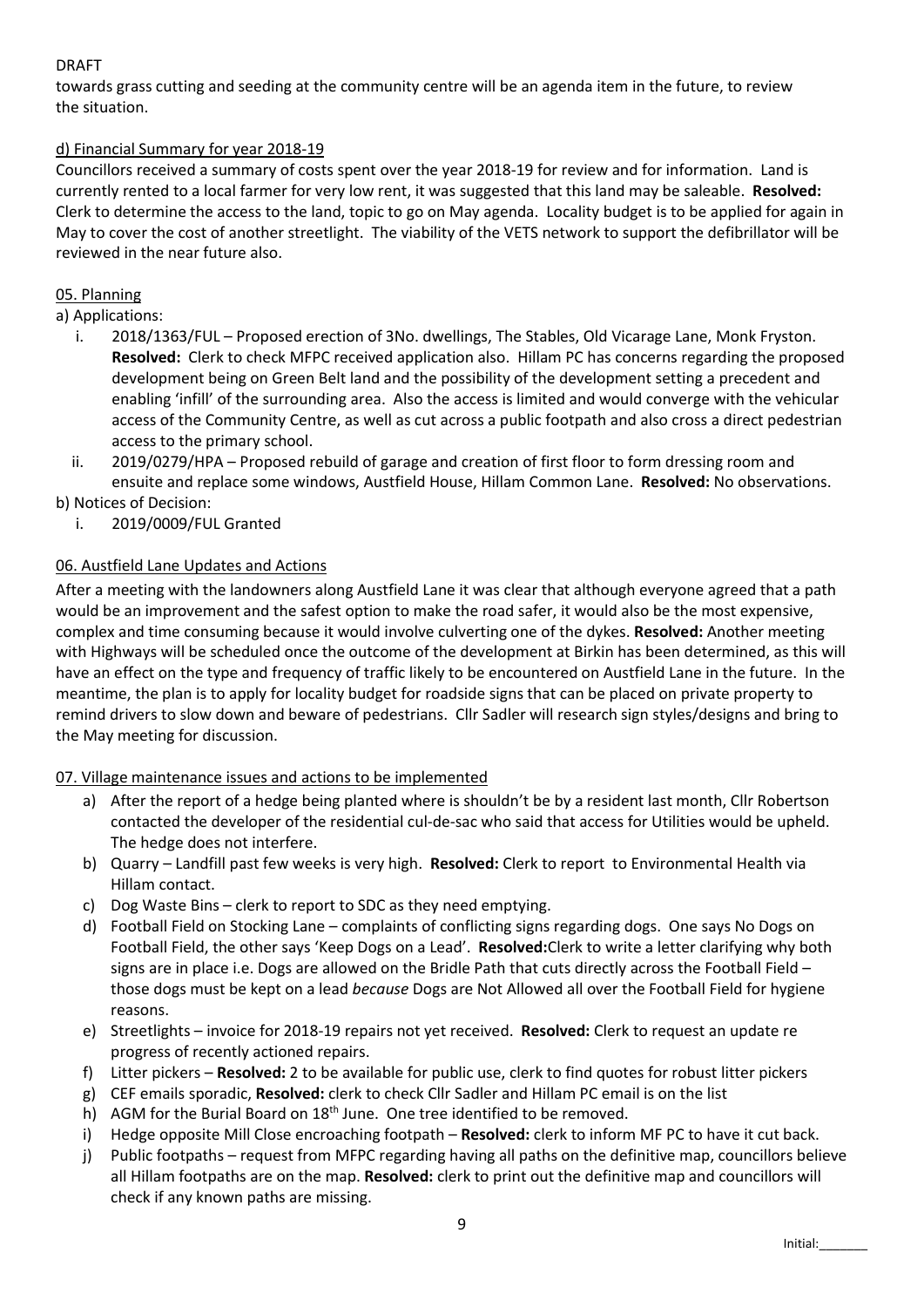DRAFT

towards grass cutting and seeding at the community centre will be an agenda item in the future, to review the situation.

d) Financial Summary for year 2018-19

Councillors received a summary of costs spent over the year 2018-19 for review and for information. Land is currently rented to a local farmer for very low rent, it was suggested that this land may be saleable. **Resolved:** Clerk to determine the access to the land, topic to go on May agenda. Locality budget is to be applied for again in May to cover the cost of another streetlight. The viability of the VETS network to support the defibrillator will be reviewed in the near future also.

05. Planning

a) Applications:

i. 2018/1363/FUL – Proposed erection of 3No. dwellings, The Stables, Old Vicarage Lane, Monk Fryston. **Resolved:** Clerk to check MFPC received application also. Hillam PC has concerns regarding the proposed development being on Green Belt land and the possibility of the development setting a precedent and enabling 'infill' of the surrounding area. Also the access is limited and would converge with the vehicular access of the Community Centre, as well as cut across a public footpath and also cross a direct pedestrian access to the primary school.

ii. 2019/0279/HPA – Proposed rebuild of garage and creation of first floor to form dressing room and ensuite and replace some windows, Austfield House, Hillam Common Lane. **Resolved:** No observations.

b) Notices of Decision:

i. 2019/0009/FUL Granted

06. Austfield Lane Updates and Actions

After a meeting with the landowners along Austfield Lane it was clear that although everyone agreed that a path would be an improvement and the safest option to make the road safer, it would also be the most expensive, complex and time consuming because it would involve culverting one of the dykes. **Resolved:** Another meeting with Highways will be scheduled once the outcome of the development at Birkin has been determined, as this will have an effect on the type and frequency of traffic likely to be encountered on Austfield Lane in the future. In the meantime, the plan is to apply for locality budget for roadside signs that can be placed on private property to remind drivers to slow down and beware of pedestrians. Cllr Sadler will research sign styles/designs and bring to the May meeting for discussion.

07. Village maintenance issues and actions to be implemented

a) After the report of a hedge being planted where is shouldn't be by a resident last month, Cllr Robertson contacted the developer of the residential cul-de-sac who said that access for Utilities would be upheld. The hedge does not interfere.
b) Quarry – Landfill past few weeks is very high. **Resolved:** Clerk to report to Environmental Health via Hillam contact.
c) Dog Waste Bins – clerk to report to SDC as they need emptying.
d) Football Field on Stocking Lane – complaints of conflicting signs regarding dogs. One says No Dogs on Football Field, the other says 'Keep Dogs on a Lead'. **Resolved:**Clerk to write a letter clarifying why both signs are in place i.e. Dogs are allowed on the Bridle Path that cuts directly across the Football Field – those dogs must be kept on a lead *because* Dogs are Not Allowed all over the Football Field for hygiene reasons.
e) Streetlights – invoice for 2018-19 repairs not yet received. **Resolved:** Clerk to request an update re progress of recently actioned repairs.
f) Litter pickers – **Resolved:** 2 to be available for public use, clerk to find quotes for robust litter pickers
g) CEF emails sporadic, **Resolved:** clerk to check Cllr Sadler and Hillam PC email is on the list
h) AGM for the Burial Board on 18th June. One tree identified to be removed.
i) Hedge opposite Mill Close encroaching footpath – **Resolved:** clerk to inform MF PC to have it cut back.
j) Public footpaths – request from MFPC regarding having all paths on the definitive map, councillors believe all Hillam footpaths are on the map. **Resolved:** clerk to print out the definitive map and councillors will check if any known paths are missing.

Initial:_______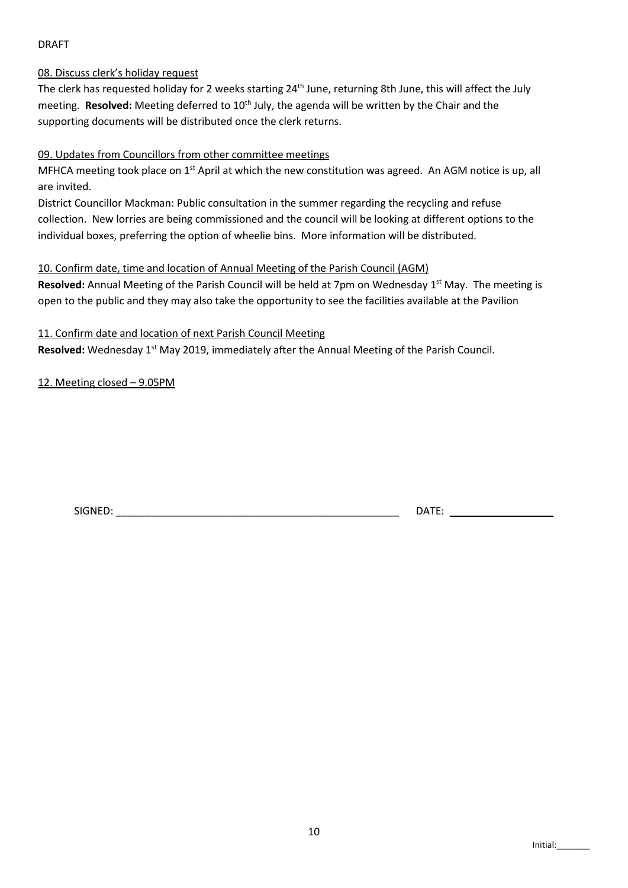DRAFT

08. Discuss clerk's holiday request

The clerk has requested holiday for 2 weeks starting 24th June, returning 8th June, this will affect the July meeting. **Resolved:** Meeting deferred to 10th July, the agenda will be written by the Chair and the supporting documents will be distributed once the clerk returns.

09. Updates from Councillors from other committee meetings

MFHCA meeting took place on 1st April at which the new constitution was agreed. An AGM notice is up, all are invited.

District Councillor Mackman: Public consultation in the summer regarding the recycling and refuse collection. New lorries are being commissioned and the council will be looking at different options to the individual boxes, preferring the option of wheelie bins. More information will be distributed.

10. Confirm date, time and location of Annual Meeting of the Parish Council (AGM)

**Resolved:** Annual Meeting of the Parish Council will be held at 7pm on Wednesday 1st May. The meeting is open to the public and they may also take the opportunity to see the facilities available at the Pavilion

11. Confirm date and location of next Parish Council Meeting

**Resolved:** Wednesday 1st May 2019, immediately after the Annual Meeting of the Parish Council.

12. Meeting closed – 9.05PM

SIGNED: ___________________________________________________ DATE: __________________

Initial:_______